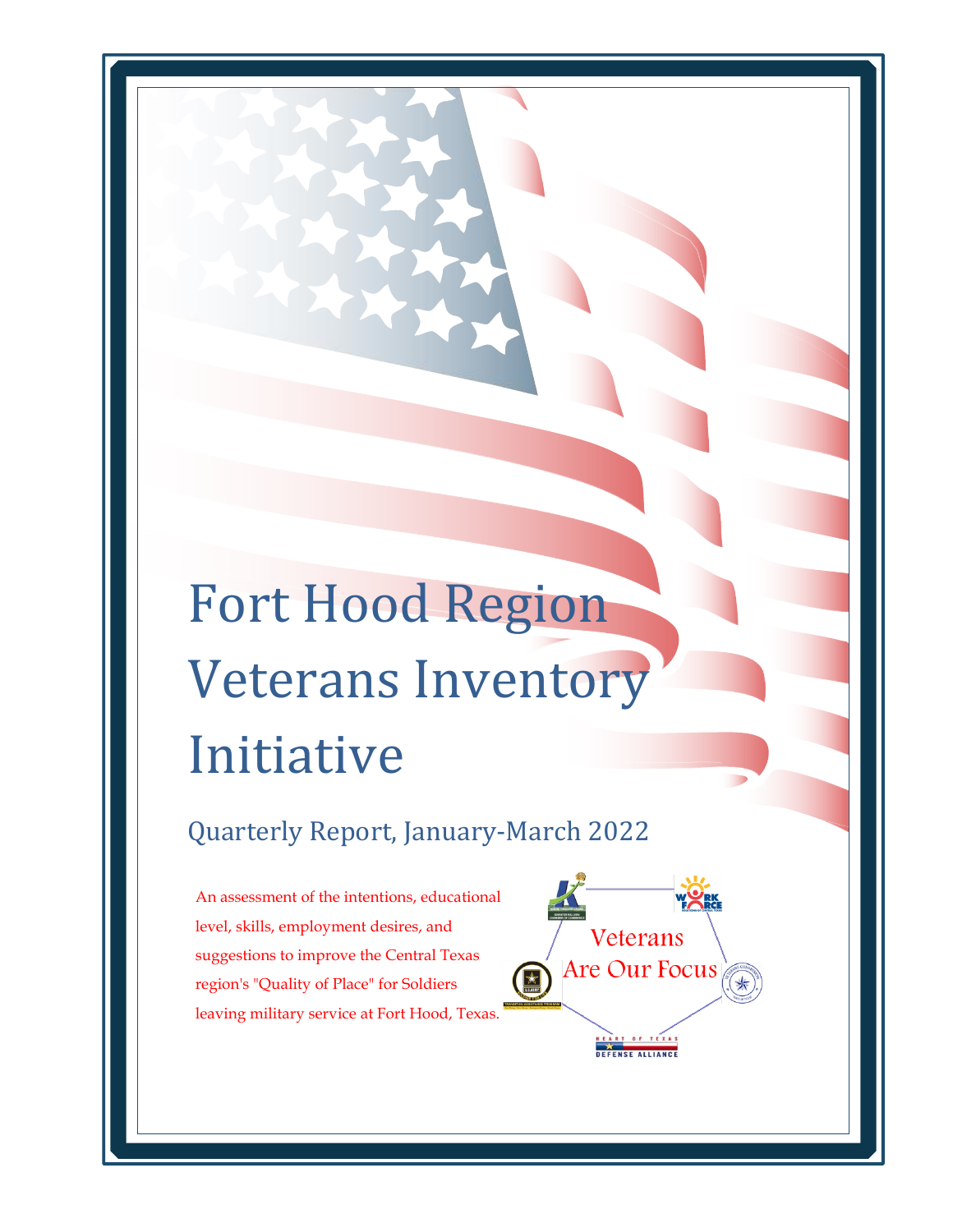# Fort Hood Region Veterans Inventory Initiative

## Quarterly Report, January-March 2022

An assessment of the intentions, educational level, skills, employment desires, and suggestions to improve the Central Texas region's "Quality of Place" for Soldiers leaving military service at Fort Hood, Texas.

Veterans Are Our Focus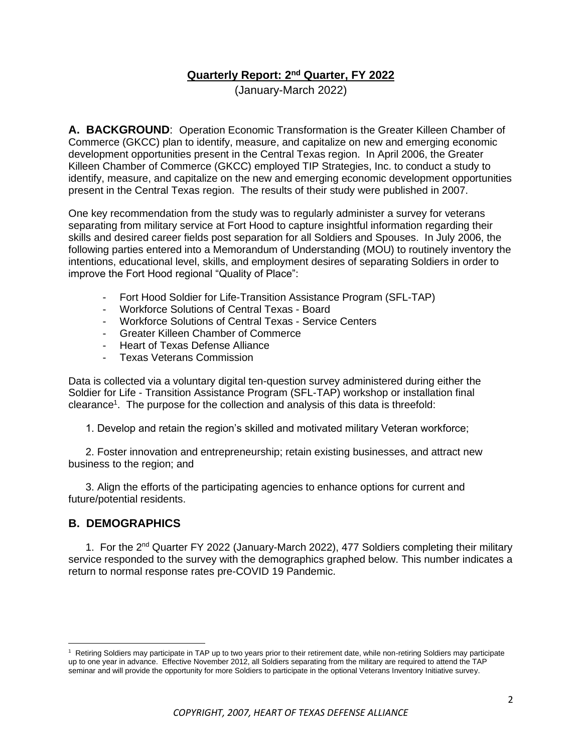# Quarterly Report: 2nd Quarter, FY 2022

(January-March 2022)

**A. BACKGROUND**: Operation Economic Transformation is the Greater Killeen Chamber of Commerce (GKCC) plan to identify, measure, and capitalize on new and emerging economic development opportunities present in the Central Texas region. In April 2006, the Greater Killeen Chamber of Commerce (GKCC) employed TIP Strategies, Inc. to conduct a study to identify, measure, and capitalize on the new and emerging economic development opportunities present in the Central Texas region. The results of their study were published in 2007.

One key recommendation from the study was to regularly administer a survey for veterans separating from military service at Fort Hood to capture insightful information regarding their skills and desired career fields post separation for all Soldiers and Spouses. In July 2006, the following parties entered into a Memorandum of Understanding (MOU) to routinely inventory the intentions, educational level, skills, and employment desires of separating Soldiers in order to improve the Fort Hood regional "Quality of Place":

- Fort Hood Soldier for Life-Transition Assistance Program (SFL-TAP)
- Workforce Solutions of Central Texas - Board
- Workforce Solutions of Central Texas - Service Centers
- Greater Killeen Chamber of Commerce
- Heart of Texas Defense Alliance
- Texas Veterans Commission

Data is collected via a voluntary digital ten-question survey administered during either the Soldier for Life - Transition Assistance Program (SFL-TAP) workshop or installation final clearance[1]. The purpose for the collection and analysis of this data is threefold:

1. Develop and retain the region's skilled and motivated military Veteran workforce;

2. Foster innovation and entrepreneurship; retain existing businesses, and attract new business to the region; and

3. Align the efforts of the participating agencies to enhance options for current and future/potential residents.

## B. DEMOGRAPHICS

1. For the 2nd Quarter FY 2022 (January-March 2022), 477 Soldiers completing their military service responded to the survey with the demographics graphed below. This number indicates a return to normal response rates pre-COVID 19 Pandemic.

[1] Retiring Soldiers may participate in TAP up to two years prior to their retirement date, while non-retiring Soldiers may participate up to one year in advance. Effective November 2012, all Soldiers separating from the military are required to attend the TAP seminar and will provide the opportunity for more Soldiers to participate in the optional Veterans Inventory Initiative survey.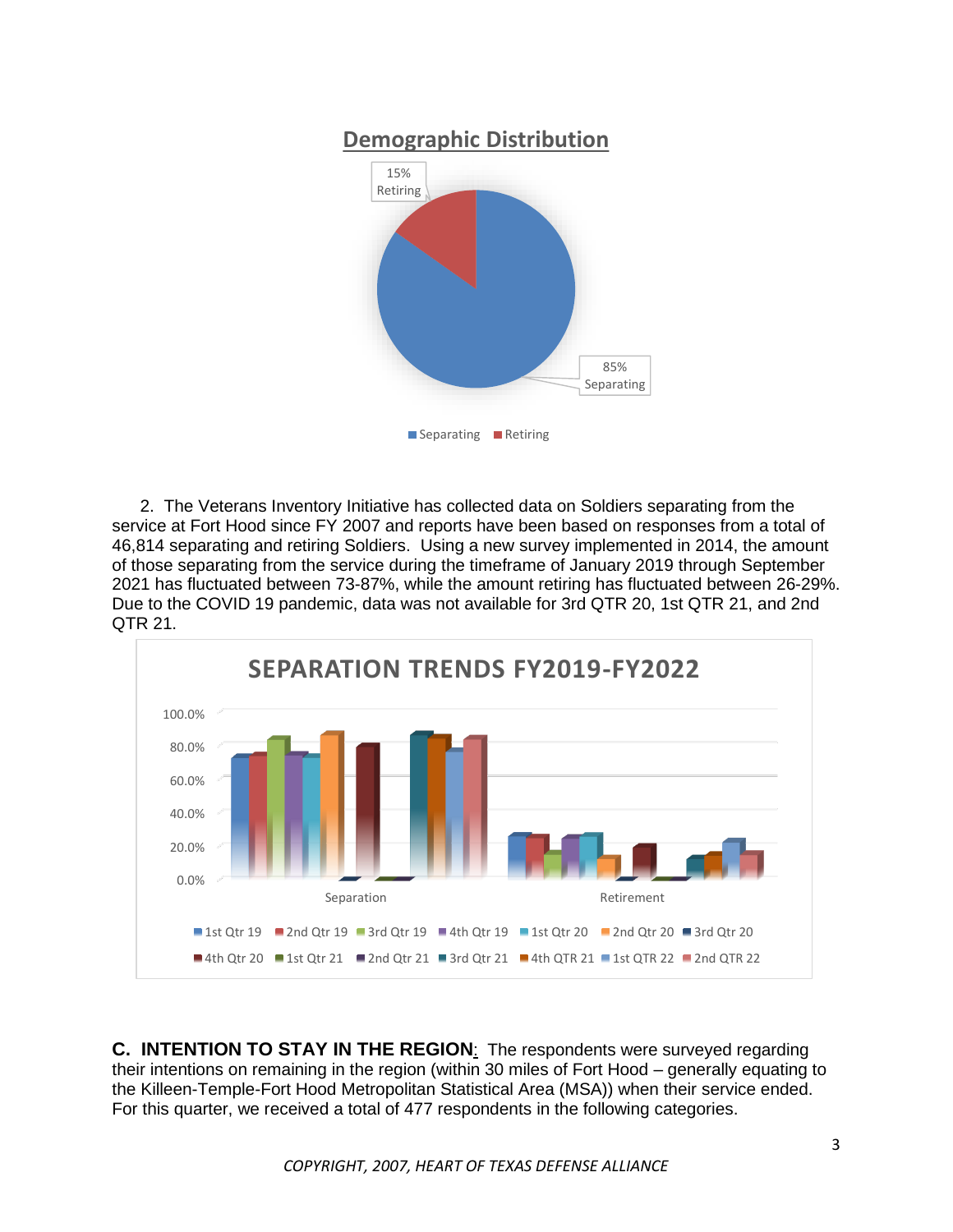## Demographic Distribution

15%
Retiring

85%
Separating

Separating Retiring

2. The Veterans Inventory Initiative has collected data on Soldiers separating from the service at Fort Hood since FY 2007 and reports have been based on responses from a total of 46,814 separating and retiring Soldiers. Using a new survey implemented in 2014, the amount of those separating from the service during the timeframe of January 2019 through September 2021 has fluctuated between 73-87%, while the amount retiring has fluctuated between 26-29%. Due to the COVID 19 pandemic, data was not available for 3rd QTR 20, 1st QTR 21, and 2nd QTR 21.

## SEPARATION TRENDS FY2019-FY2022

100.0%
80.0%
60.0%
40.0%
20.0%
0.0%

Separation
Retirement

1st Qtr 19 2nd Qtr 19 3rd Qtr 19 4th Qtr 19 1st Qtr 20 2nd Qtr 20 3rd Qtr 20 4th Qtr 20 1st Qtr 21 2nd Qtr 21 3rd Qtr 21 4th QTR 21 1st QTR 22 2nd QTR 22

**C. INTENTION TO STAY IN THE REGION**: The respondents were surveyed regarding their intentions on remaining in the region (within 30 miles of Fort Hood – generally equating to the Killeen-Temple-Fort Hood Metropolitan Statistical Area (MSA)) when their service ended. For this quarter, we received a total of 477 respondents in the following categories.

*COPYRIGHT, 2007, HEART OF TEXAS DEFENSE ALLIANCE*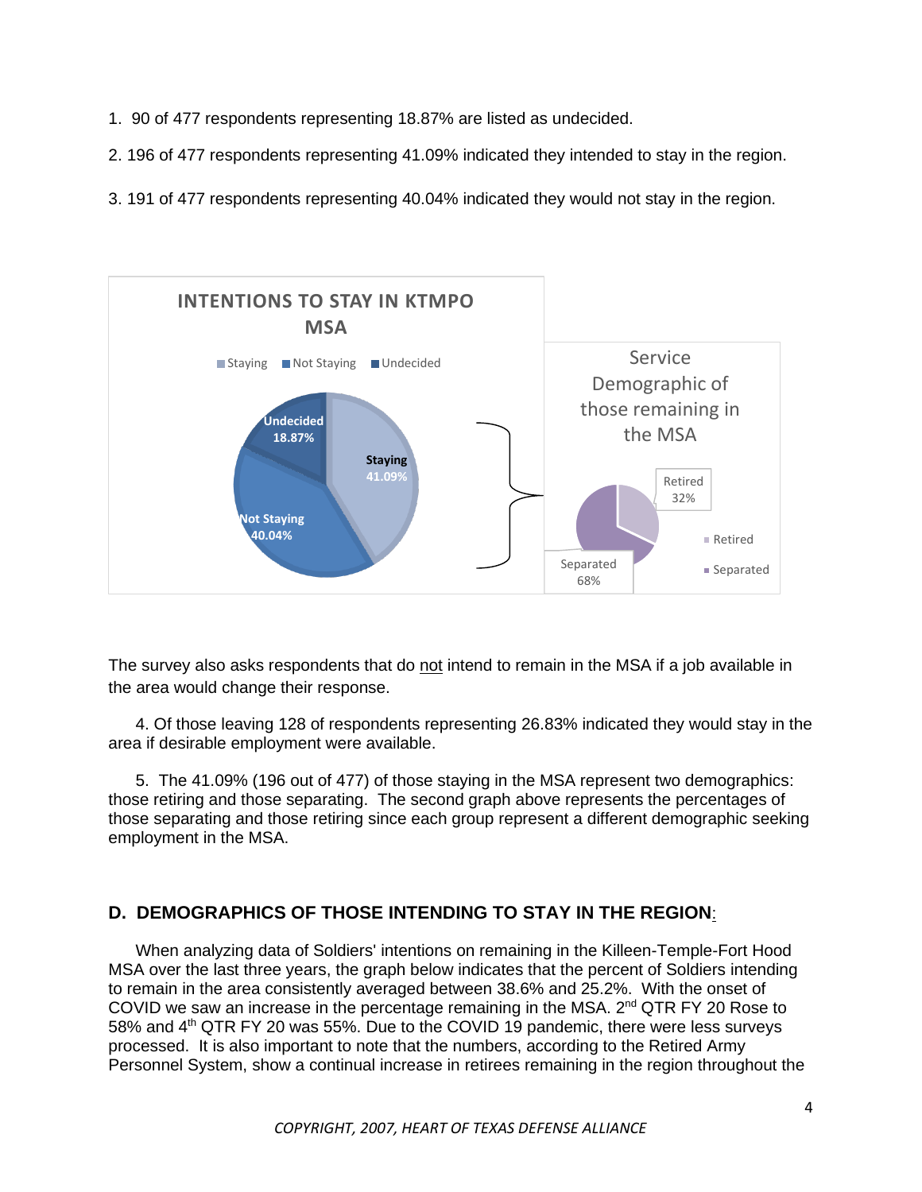1. 90 of 477 respondents representing 18.87% are listed as undecided.

2. 196 of 477 respondents representing 41.09% indicated they intended to stay in the region.

3. 191 of 477 respondents representing 40.04% indicated they would not stay in the region.

**INTENTIONS TO STAY IN KTMPO MSA**

Staying | Not Staying | Undecided

Undecided 18.87%

Staying 41.09%

Not Staying 40.04%

Service Demographic of those remaining in the MSA

Retired 32%

Separated 68%

Retired | Separated

The survey also asks respondents that do not intend to remain in the MSA if a job available in the area would change their response.

4. Of those leaving 128 of respondents representing 26.83% indicated they would stay in the area if desirable employment were available.

5. The 41.09% (196 out of 477) of those staying in the MSA represent two demographics: those retiring and those separating. The second graph above represents the percentages of those separating and those retiring since each group represent a different demographic seeking employment in the MSA.

## D. DEMOGRAPHICS OF THOSE INTENDING TO STAY IN THE REGION:

When analyzing data of Soldiers' intentions on remaining in the Killeen-Temple-Fort Hood MSA over the last three years, the graph below indicates that the percent of Soldiers intending to remain in the area consistently averaged between 38.6% and 25.2%. With the onset of COVID we saw an increase in the percentage remaining in the MSA. 2nd QTR FY 20 Rose to 58% and 4th QTR FY 20 was 55%. Due to the COVID 19 pandemic, there were less surveys processed. It is also important to note that the numbers, according to the Retired Army Personnel System, show a continual increase in retirees remaining in the region throughout the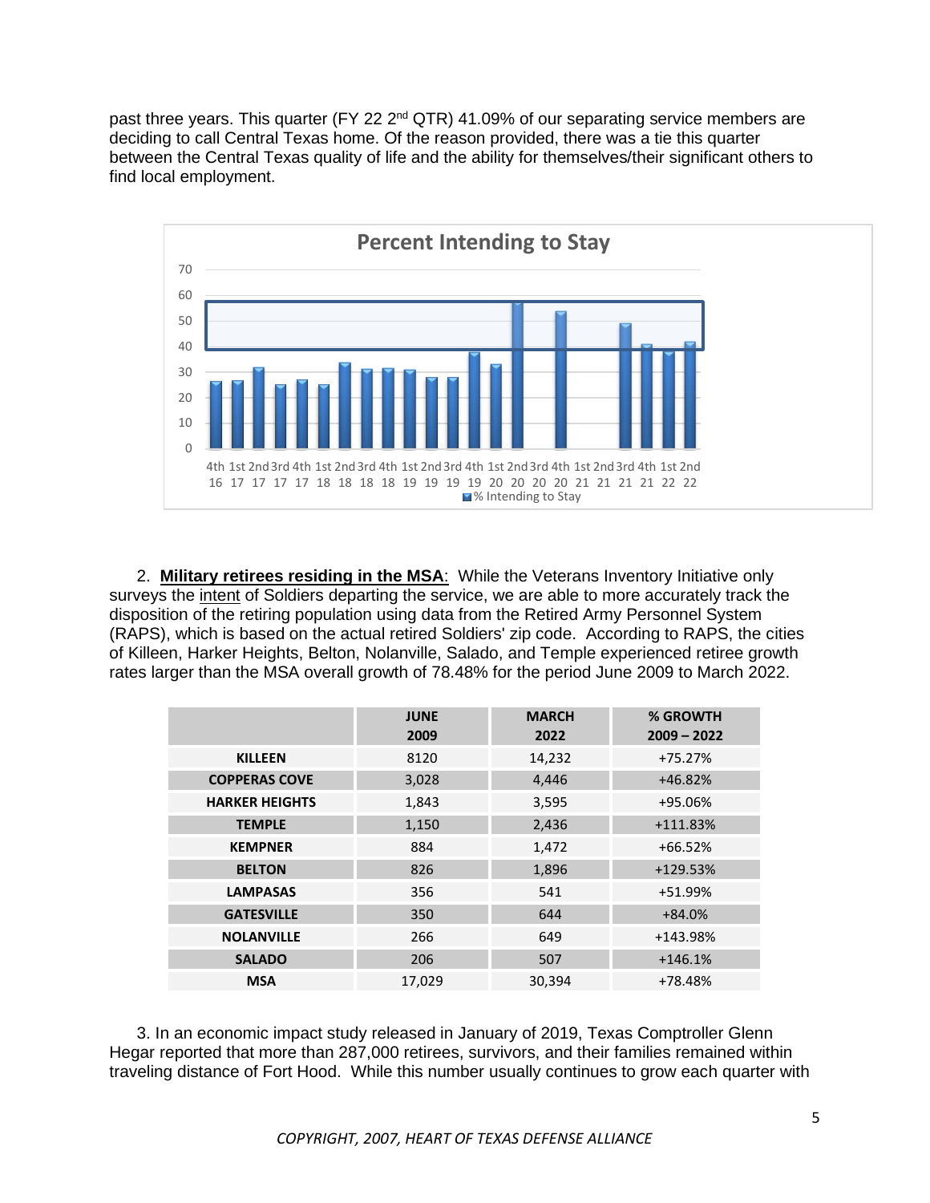past three years. This quarter (FY 22 2nd QTR) 41.09% of our separating service members are deciding to call Central Texas home. Of the reason provided, there was a tie this quarter between the Central Texas quality of life and the ability for themselves/their significant others to find local employment.

Percent Intending to Stay

70
60
50
40
30
20
10
0

4th 16, 1st 17, 2nd 17, 3rd 17, 4th 17, 1st 18, 2nd 18, 3rd 18, 4th 18, 1st 19, 2nd 19, 3rd 19, 4th 19, 1st 20, 2nd 20, 3rd 20, 4th 20, 1st 21, 2nd 21, 3rd 21, 4th 21, 1st 22, 2nd 22

% Intending to Stay

2. **Military retirees residing in the MSA**: While the Veterans Inventory Initiative only surveys the intent of Soldiers departing the service, we are able to more accurately track the disposition of the retiring population using data from the Retired Army Personnel System (RAPS), which is based on the actual retired Soldiers' zip code. According to RAPS, the cities of Killeen, Harker Heights, Belton, Nolanville, Salado, and Temple experienced retiree growth rates larger than the MSA overall growth of 78.48% for the period June 2009 to March 2022.

| | JUNE 2009 | MARCH 2022 | % GROWTH 2009 – 2022 |
|---|---|---|---|
| **KILLEEN** | 8120 | 14,232 | +75.27% |
| **COPPERAS COVE** | 3,028 | 4,446 | +46.82% |
| **HARKER HEIGHTS** | 1,843 | 3,595 | +95.06% |
| **TEMPLE** | 1,150 | 2,436 | +111.83% |
| **KEMPNER** | 884 | 1,472 | +66.52% |
| **BELTON** | 826 | 1,896 | +129.53% |
| **LAMPASAS** | 356 | 541 | +51.99% |
| **GATESVILLE** | 350 | 644 | +84.0% |
| **NOLANVILLE** | 266 | 649 | +143.98% |
| **SALADO** | 206 | 507 | +146.1% |
| **MSA** | 17,029 | 30,394 | +78.48% |

3. In an economic impact study released in January of 2019, Texas Comptroller Glenn Hegar reported that more than 287,000 retirees, survivors, and their families remained within traveling distance of Fort Hood. While this number usually continues to grow each quarter with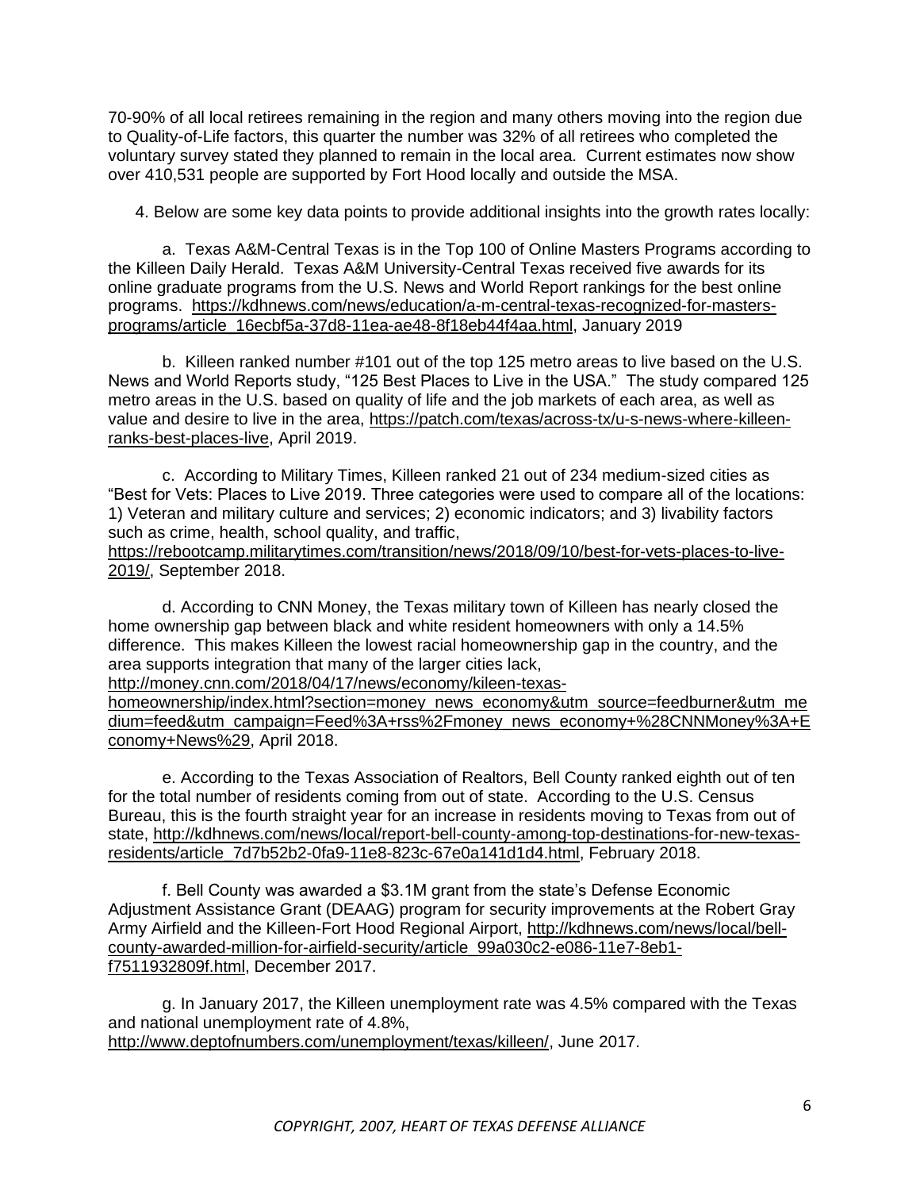70-90% of all local retirees remaining in the region and many others moving into the region due to Quality-of-Life factors, this quarter the number was 32% of all retirees who completed the voluntary survey stated they planned to remain in the local area. Current estimates now show over 410,531 people are supported by Fort Hood locally and outside the MSA.

4. Below are some key data points to provide additional insights into the growth rates locally:

a. Texas A&M-Central Texas is in the Top 100 of Online Masters Programs according to the Killeen Daily Herald. Texas A&M University-Central Texas received five awards for its online graduate programs from the U.S. News and World Report rankings for the best online programs. https://kdhnews.com/news/education/a-m-central-texas-recognized-for-masters-programs/article_16ecbf5a-37d8-11ea-ae48-8f18eb44f4aa.html, January 2019

b. Killeen ranked number #101 out of the top 125 metro areas to live based on the U.S. News and World Reports study, "125 Best Places to Live in the USA." The study compared 125 metro areas in the U.S. based on quality of life and the job markets of each area, as well as value and desire to live in the area, https://patch.com/texas/across-tx/u-s-news-where-killeen-ranks-best-places-live, April 2019.

c. According to Military Times, Killeen ranked 21 out of 234 medium-sized cities as "Best for Vets: Places to Live 2019. Three categories were used to compare all of the locations: 1) Veteran and military culture and services; 2) economic indicators; and 3) livability factors such as crime, health, school quality, and traffic, https://rebootcamp.militarytimes.com/transition/news/2018/09/10/best-for-vets-places-to-live-2019/, September 2018.

d. According to CNN Money, the Texas military town of Killeen has nearly closed the home ownership gap between black and white resident homeowners with only a 14.5% difference. This makes Killeen the lowest racial homeownership gap in the country, and the area supports integration that many of the larger cities lack, http://money.cnn.com/2018/04/17/news/economy/kileen-texas-homeownership/index.html?section=money_news_economy&utm_source=feedburner&utm_medium=feed&utm_campaign=Feed%3A+rss%2Fmoney_news_economy+%28CNNMoney%3A+Economy+News%29, April 2018.

e. According to the Texas Association of Realtors, Bell County ranked eighth out of ten for the total number of residents coming from out of state. According to the U.S. Census Bureau, this is the fourth straight year for an increase in residents moving to Texas from out of state, http://kdhnews.com/news/local/report-bell-county-among-top-destinations-for-new-texas-residents/article_7d7b52b2-0fa9-11e8-823c-67e0a141d1d4.html, February 2018.

f. Bell County was awarded a $3.1M grant from the state's Defense Economic Adjustment Assistance Grant (DEAAG) program for security improvements at the Robert Gray Army Airfield and the Killeen-Fort Hood Regional Airport, http://kdhnews.com/news/local/bell-county-awarded-million-for-airfield-security/article_99a030c2-e086-11e7-8eb1-f7511932809f.html, December 2017.

g. In January 2017, the Killeen unemployment rate was 4.5% compared with the Texas and national unemployment rate of 4.8%, http://www.deptofnumbers.com/unemployment/texas/killeen/, June 2017.

*COPYRIGHT, 2007, HEART OF TEXAS DEFENSE ALLIANCE*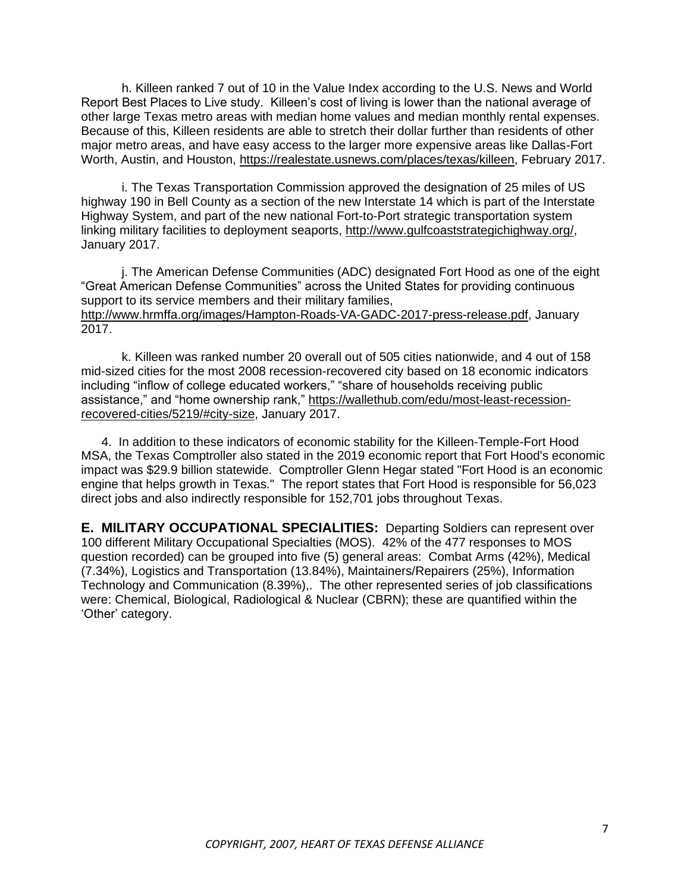h. Killeen ranked 7 out of 10 in the Value Index according to the U.S. News and World Report Best Places to Live study. Killeen's cost of living is lower than the national average of other large Texas metro areas with median home values and median monthly rental expenses. Because of this, Killeen residents are able to stretch their dollar further than residents of other major metro areas, and have easy access to the larger more expensive areas like Dallas-Fort Worth, Austin, and Houston, https://realestate.usnews.com/places/texas/killeen, February 2017.

i. The Texas Transportation Commission approved the designation of 25 miles of US highway 190 in Bell County as a section of the new Interstate 14 which is part of the Interstate Highway System, and part of the new national Fort-to-Port strategic transportation system linking military facilities to deployment seaports, http://www.gulfcoaststrategichighway.org/, January 2017.

j. The American Defense Communities (ADC) designated Fort Hood as one of the eight "Great American Defense Communities" across the United States for providing continuous support to its service members and their military families, http://www.hrmffa.org/images/Hampton-Roads-VA-GADC-2017-press-release.pdf, January 2017.

k. Killeen was ranked number 20 overall out of 505 cities nationwide, and 4 out of 158 mid-sized cities for the most 2008 recession-recovered city based on 18 economic indicators including "inflow of college educated workers," "share of households receiving public assistance," and "home ownership rank," https://wallethub.com/edu/most-least-recession-recovered-cities/5219/#city-size, January 2017.

4. In addition to these indicators of economic stability for the Killeen-Temple-Fort Hood MSA, the Texas Comptroller also stated in the 2019 economic report that Fort Hood's economic impact was $29.9 billion statewide. Comptroller Glenn Hegar stated "Fort Hood is an economic engine that helps growth in Texas." The report states that Fort Hood is responsible for 56,023 direct jobs and also indirectly responsible for 152,701 jobs throughout Texas.

**E. MILITARY OCCUPATIONAL SPECIALITIES:** Departing Soldiers can represent over 100 different Military Occupational Specialties (MOS). 42% of the 477 responses to MOS question recorded) can be grouped into five (5) general areas: Combat Arms (42%), Medical (7.34%), Logistics and Transportation (13.84%), Maintainers/Repairers (25%), Information Technology and Communication (8.39%),. The other represented series of job classifications were: Chemical, Biological, Radiological & Nuclear (CBRN); these are quantified within the 'Other' category.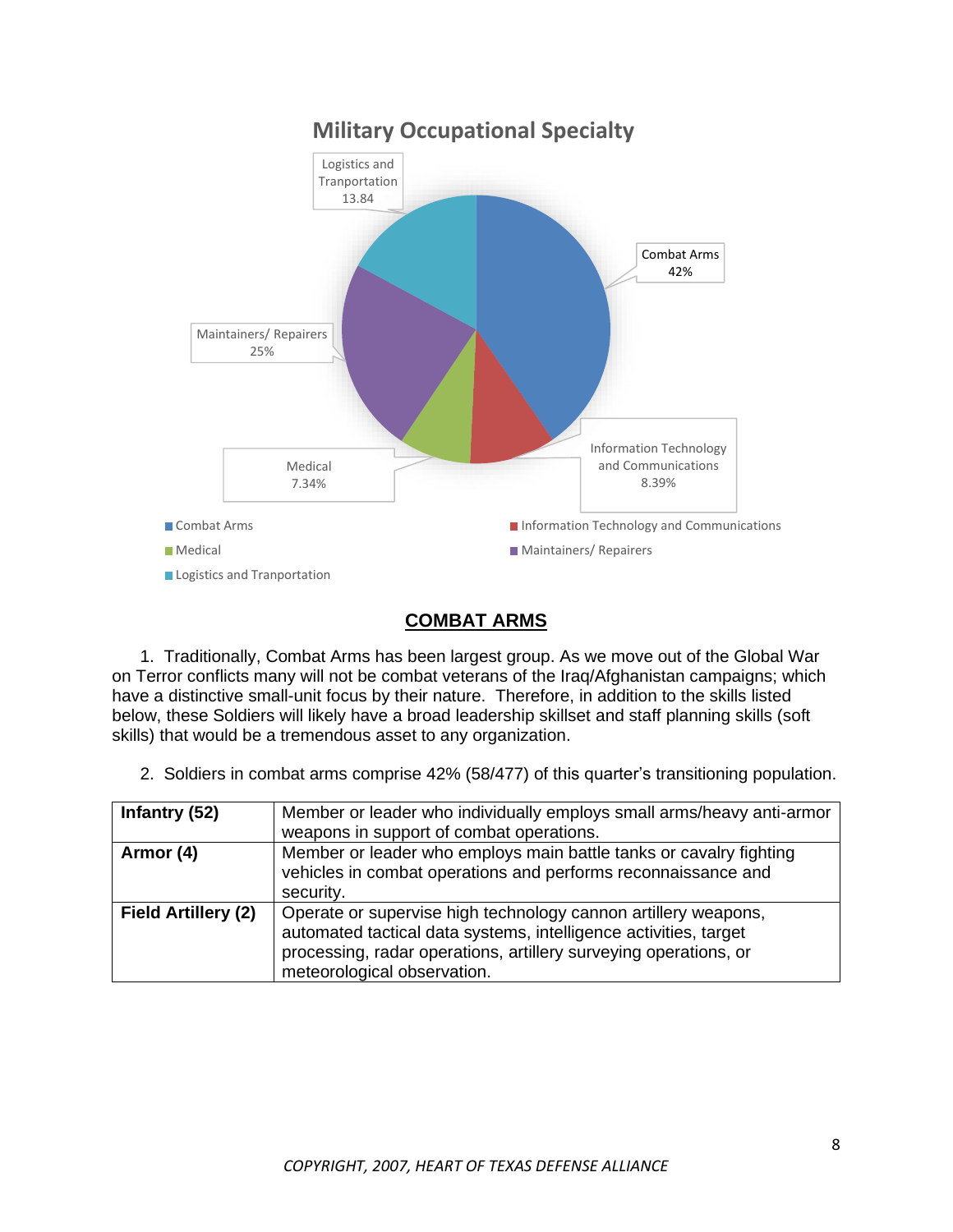Military Occupational Specialty

Logistics and Tranportation
13.84

Combat Arms
42%

Maintainers/ Repairers
25%

Information Technology and Communications
8.39%

Medical
7.34%

Combat Arms
Information Technology and Communications
Medical
Maintainers/ Repairers
Logistics and Tranportation

## COMBAT ARMS

1. Traditionally, Combat Arms has been largest group. As we move out of the Global War on Terror conflicts many will not be combat veterans of the Iraq/Afghanistan campaigns; which have a distinctive small-unit focus by their nature. Therefore, in addition to the skills listed below, these Soldiers will likely have a broad leadership skillset and staff planning skills (soft skills) that would be a tremendous asset to any organization.

2. Soldiers in combat arms comprise 42% (58/477) of this quarter's transitioning population.

| | |
|---|---|
| **Infantry (52)** | Member or leader who individually employs small arms/heavy anti-armor weapons in support of combat operations. |
| **Armor (4)** | Member or leader who employs main battle tanks or cavalry fighting vehicles in combat operations and performs reconnaissance and security. |
| **Field Artillery (2)** | Operate or supervise high technology cannon artillery weapons, automated tactical data systems, intelligence activities, target processing, radar operations, artillery surveying operations, or meteorological observation. |

*COPYRIGHT, 2007, HEART OF TEXAS DEFENSE ALLIANCE*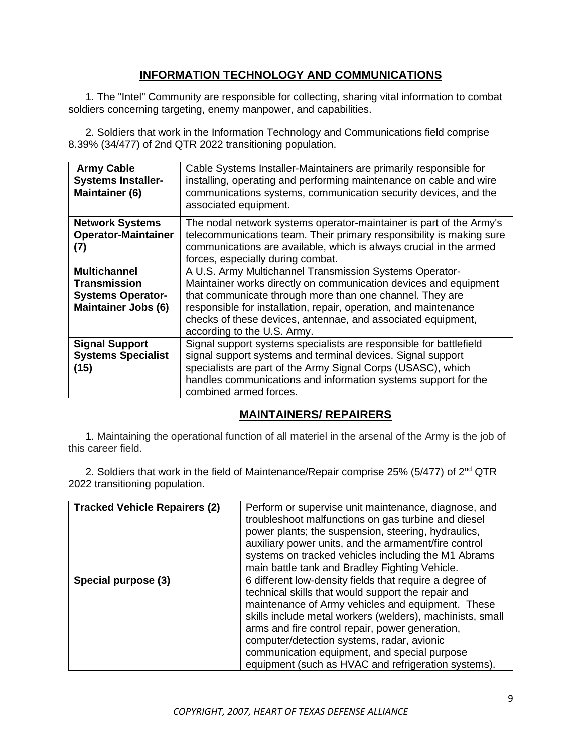## INFORMATION TECHNOLOGY AND COMMUNICATIONS

1. The "Intel" Community are responsible for collecting, sharing vital information to combat soldiers concerning targeting, enemy manpower, and capabilities.

2. Soldiers that work in the Information Technology and Communications field comprise 8.39% (34/477) of 2nd QTR 2022 transitioning population.

| | |
|---|---|
| **Army Cable Systems Installer-Maintainer (6)** | Cable Systems Installer-Maintainers are primarily responsible for installing, operating and performing maintenance on cable and wire communications systems, communication security devices, and the associated equipment. |
| **Network Systems Operator-Maintainer (7)** | The nodal network systems operator-maintainer is part of the Army's telecommunications team. Their primary responsibility is making sure communications are available, which is always crucial in the armed forces, especially during combat. |
| **Multichannel Transmission Systems Operator-Maintainer Jobs (6)** | A U.S. Army Multichannel Transmission Systems Operator-Maintainer works directly on communication devices and equipment that communicate through more than one channel. They are responsible for installation, repair, operation, and maintenance checks of these devices, antennae, and associated equipment, according to the U.S. Army. |
| **Signal Support Systems Specialist (15)** | Signal support systems specialists are responsible for battlefield signal support systems and terminal devices. Signal support specialists are part of the Army Signal Corps (USASC), which handles communications and information systems support for the combined armed forces. |

## MAINTAINERS/ REPAIRERS

1. Maintaining the operational function of all materiel in the arsenal of the Army is the job of this career field.

2. Soldiers that work in the field of Maintenance/Repair comprise 25% (5/477) of 2nd QTR 2022 transitioning population.

| | |
|---|---|
| **Tracked Vehicle Repairers (2)** | Perform or supervise unit maintenance, diagnose, and troubleshoot malfunctions on gas turbine and diesel power plants; the suspension, steering, hydraulics, auxiliary power units, and the armament/fire control systems on tracked vehicles including the M1 Abrams main battle tank and Bradley Fighting Vehicle. |
| **Special purpose (3)** | 6 different low-density fields that require a degree of technical skills that would support the repair and maintenance of Army vehicles and equipment. These skills include metal workers (welders), machinists, small arms and fire control repair, power generation, computer/detection systems, radar, avionic communication equipment, and special purpose equipment (such as HVAC and refrigeration systems). |

*COPYRIGHT, 2007, HEART OF TEXAS DEFENSE ALLIANCE*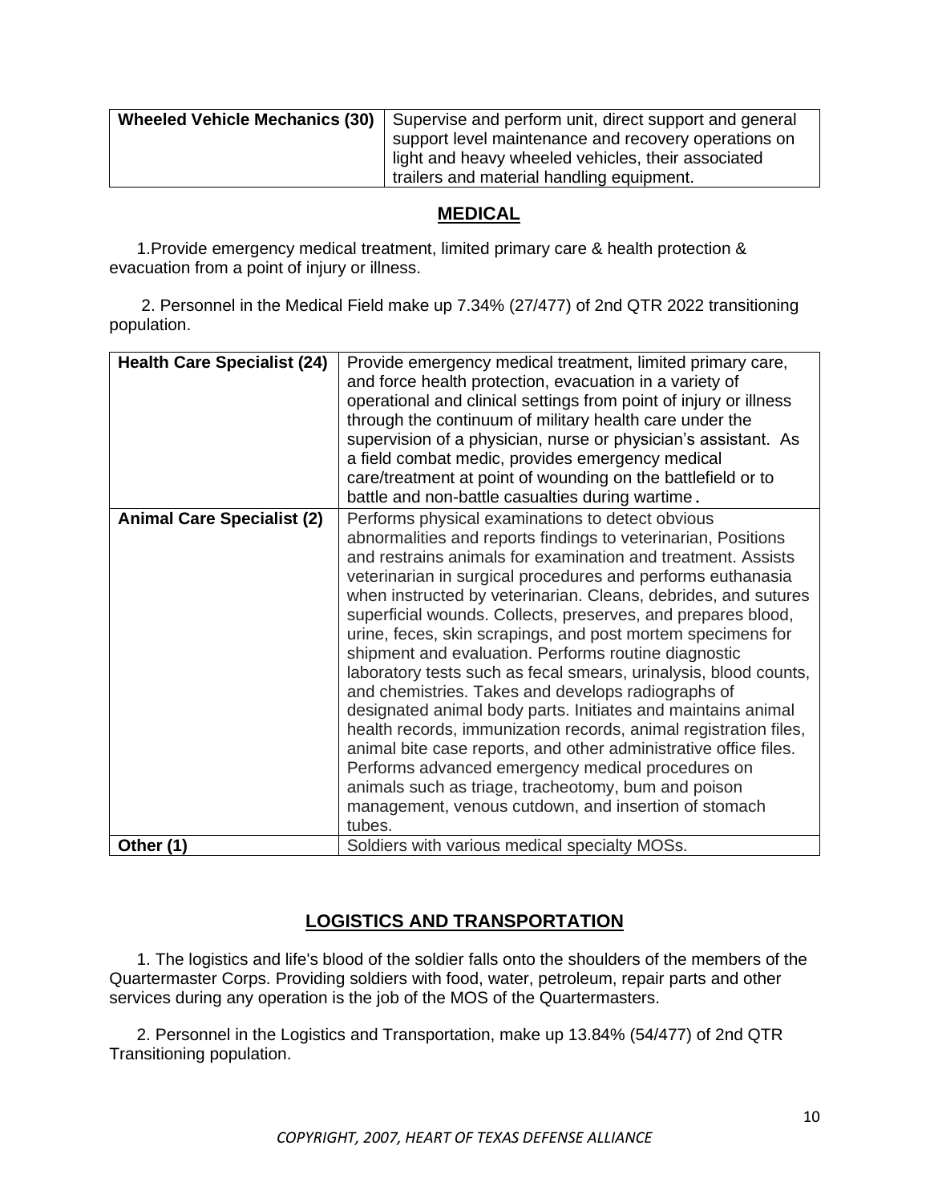| | |
|---|---|
| **Wheeled Vehicle Mechanics (30)** | Supervise and perform unit, direct support and general support level maintenance and recovery operations on light and heavy wheeled vehicles, their associated trailers and material handling equipment. |

## MEDICAL

1.Provide emergency medical treatment, limited primary care & health protection & evacuation from a point of injury or illness.

2. Personnel in the Medical Field make up 7.34% (27/477) of 2nd QTR 2022 transitioning population.

| | |
|---|---|
| **Health Care Specialist (24)** | Provide emergency medical treatment, limited primary care, and force health protection, evacuation in a variety of operational and clinical settings from point of injury or illness through the continuum of military health care under the supervision of a physician, nurse or physician's assistant. As a field combat medic, provides emergency medical care/treatment at point of wounding on the battlefield or to battle and non-battle casualties during wartime. |
| **Animal Care Specialist (2)** | Performs physical examinations to detect obvious abnormalities and reports findings to veterinarian, Positions and restrains animals for examination and treatment. Assists veterinarian in surgical procedures and performs euthanasia when instructed by veterinarian. Cleans, debrides, and sutures superficial wounds. Collects, preserves, and prepares blood, urine, feces, skin scrapings, and post mortem specimens for shipment and evaluation. Performs routine diagnostic laboratory tests such as fecal smears, urinalysis, blood counts, and chemistries. Takes and develops radiographs of designated animal body parts. Initiates and maintains animal health records, immunization records, animal registration files, animal bite case reports, and other administrative office files. Performs advanced emergency medical procedures on animals such as triage, tracheotomy, bum and poison management, venous cutdown, and insertion of stomach tubes. |
| **Other (1)** | Soldiers with various medical specialty MOSs. |

## LOGISTICS AND TRANSPORTATION

1. The logistics and life's blood of the soldier falls onto the shoulders of the members of the Quartermaster Corps. Providing soldiers with food, water, petroleum, repair parts and other services during any operation is the job of the MOS of the Quartermasters.

2. Personnel in the Logistics and Transportation, make up 13.84% (54/477) of 2nd QTR Transitioning population.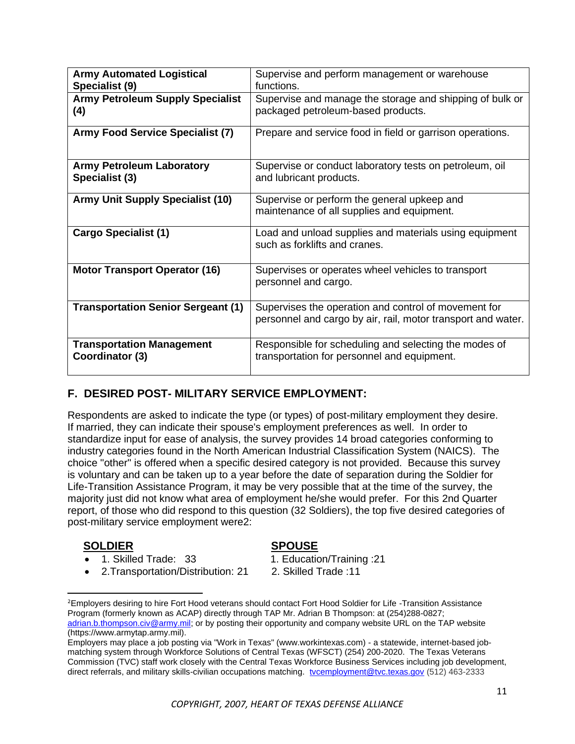| | |
|---|---|
| **Army Automated Logistical Specialist (9)** | Supervise and perform management or warehouse functions. |
| **Army Petroleum Supply Specialist (4)** | Supervise and manage the storage and shipping of bulk or packaged petroleum-based products. |
| **Army Food Service Specialist (7)** | Prepare and service food in field or garrison operations. |
| **Army Petroleum Laboratory Specialist (3)** | Supervise or conduct laboratory tests on petroleum, oil and lubricant products. |
| **Army Unit Supply Specialist (10)** | Supervise or perform the general upkeep and maintenance of all supplies and equipment. |
| **Cargo Specialist (1)** | Load and unload supplies and materials using equipment such as forklifts and cranes. |
| **Motor Transport Operator (16)** | Supervises or operates wheel vehicles to transport personnel and cargo. |
| **Transportation Senior Sergeant (1)** | Supervises the operation and control of movement for personnel and cargo by air, rail, motor transport and water. |
| **Transportation Management Coordinator (3)** | Responsible for scheduling and selecting the modes of transportation for personnel and equipment. |

## F. DESIRED POST- MILITARY SERVICE EMPLOYMENT:

Respondents are asked to indicate the type (or types) of post-military employment they desire. If married, they can indicate their spouse's employment preferences as well. In order to standardize input for ease of analysis, the survey provides 14 broad categories conforming to industry categories found in the North American Industrial Classification System (NAICS). The choice "other" is offered when a specific desired category is not provided. Because this survey is voluntary and can be taken up to a year before the date of separation during the Soldier for Life-Transition Assistance Program, it may be very possible that at the time of the survey, the majority just did not know what area of employment he/she would prefer. For this 2nd Quarter report, of those who did respond to this question (32 Soldiers), the top five desired categories of post-military service employment were[2]:

**SOLDIER**

- 1. Skilled Trade: 33
- 2.Transportation/Distribution: 21

**SPOUSE**

1. Education/Training :21
2. Skilled Trade :11

[2]Employers desiring to hire Fort Hood veterans should contact Fort Hood Soldier for Life -Transition Assistance Program (formerly known as ACAP) directly through TAP Mr. Adrian B Thompson: at (254)288-0827; adrian.b.thompson.civ@army.mil; or by posting their opportunity and company website URL on the TAP website (https://www.armytap.army.mil).

Employers may place a job posting via "Work in Texas" (www.workintexas.com) - a statewide, internet-based job-matching system through Workforce Solutions of Central Texas (WFSCT) (254) 200-2020. The Texas Veterans Commission (TVC) staff work closely with the Central Texas Workforce Business Services including job development, direct referrals, and military skills-civilian occupations matching. tvcemployment@tvc.texas.gov (512) 463-2333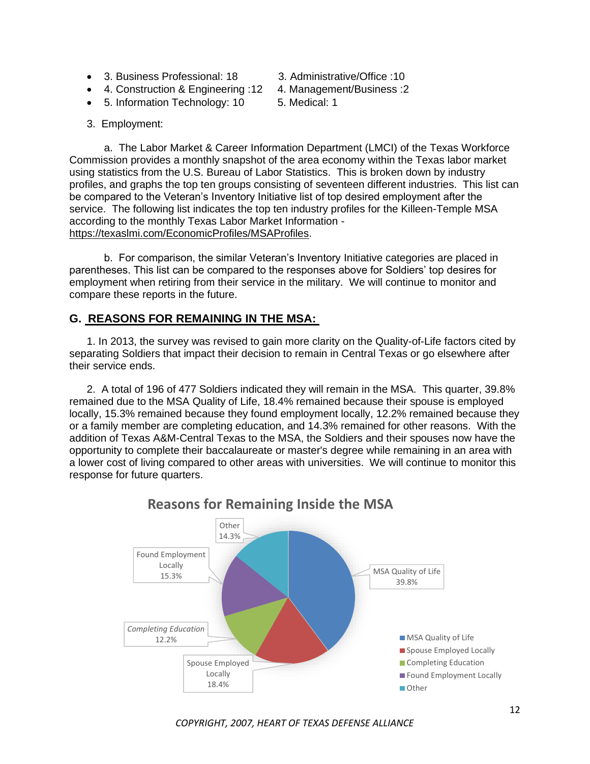- 3. Business Professional: 18 — 3. Administrative/Office :10
- 4. Construction & Engineering :12 — 4. Management/Business :2
- 5. Information Technology: 10 — 5. Medical: 1

3. Employment:

a. The Labor Market & Career Information Department (LMCI) of the Texas Workforce Commission provides a monthly snapshot of the area economy within the Texas labor market using statistics from the U.S. Bureau of Labor Statistics. This is broken down by industry profiles, and graphs the top ten groups consisting of seventeen different industries. This list can be compared to the Veteran's Inventory Initiative list of top desired employment after the service. The following list indicates the top ten industry profiles for the Killeen-Temple MSA according to the monthly Texas Labor Market Information - https://texaslmi.com/EconomicProfiles/MSAProfiles.

b. For comparison, the similar Veteran's Inventory Initiative categories are placed in parentheses. This list can be compared to the responses above for Soldiers' top desires for employment when retiring from their service in the military. We will continue to monitor and compare these reports in the future.

## G. REASONS FOR REMAINING IN THE MSA:

1. In 2013, the survey was revised to gain more clarity on the Quality-of-Life factors cited by separating Soldiers that impact their decision to remain in Central Texas or go elsewhere after their service ends.

2. A total of 196 of 477 Soldiers indicated they will remain in the MSA. This quarter, 39.8% remained due to the MSA Quality of Life, 18.4% remained because their spouse is employed locally, 15.3% remained because they found employment locally, 12.2% remained because they or a family member are completing education, and 14.3% remained for other reasons. With the addition of Texas A&M-Central Texas to the MSA, the Soldiers and their spouses now have the opportunity to complete their baccalaureate or master's degree while remaining in an area with a lower cost of living compared to other areas with universities. We will continue to monitor this response for future quarters.

Reasons for Remaining Inside the MSA

MSA Quality of Life 39.8%
Spouse Employed Locally 18.4%
Completing Education 12.2%
Found Employment Locally 15.3%
Other 14.3%

COPYRIGHT, 2007, HEART OF TEXAS DEFENSE ALLIANCE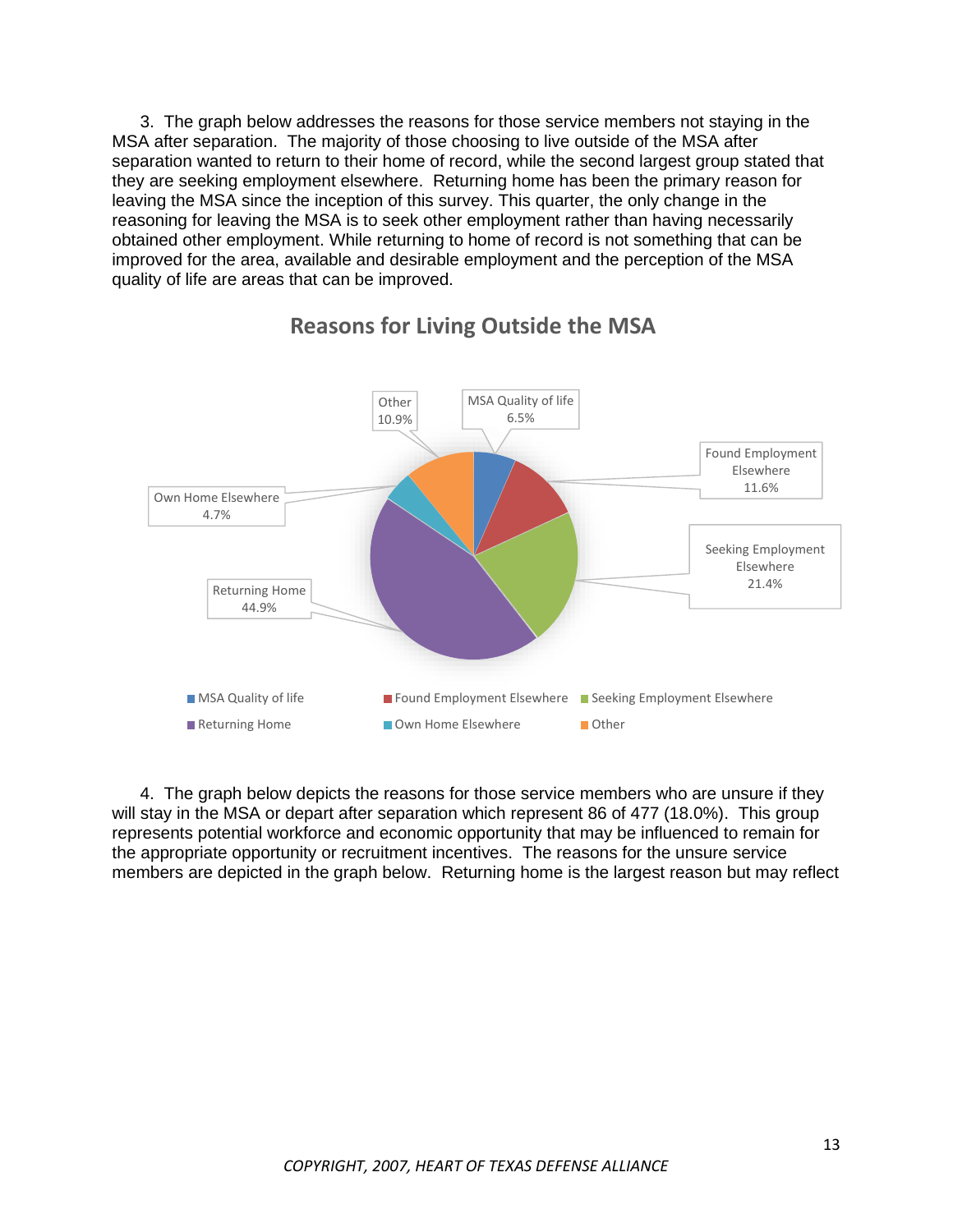3. The graph below addresses the reasons for those service members not staying in the MSA after separation. The majority of those choosing to live outside of the MSA after separation wanted to return to their home of record, while the second largest group stated that they are seeking employment elsewhere. Returning home has been the primary reason for leaving the MSA since the inception of this survey. This quarter, the only change in the reasoning for leaving the MSA is to seek other employment rather than having necessarily obtained other employment. While returning to home of record is not something that can be improved for the area, available and desirable employment and the perception of the MSA quality of life are areas that can be improved.

**Reasons for Living Outside the MSA**

Other 10.9%

MSA Quality of life 6.5%

Found Employment Elsewhere 11.6%

Own Home Elsewhere 4.7%

Seeking Employment Elsewhere 21.4%

Returning Home 44.9%

MSA Quality of life
Found Employment Elsewhere
Seeking Employment Elsewhere
Returning Home
Own Home Elsewhere
Other

4. The graph below depicts the reasons for those service members who are unsure if they will stay in the MSA or depart after separation which represent 86 of 477 (18.0%). This group represents potential workforce and economic opportunity that may be influenced to remain for the appropriate opportunity or recruitment incentives. The reasons for the unsure service members are depicted in the graph below. Returning home is the largest reason but may reflect

*COPYRIGHT, 2007, HEART OF TEXAS DEFENSE ALLIANCE*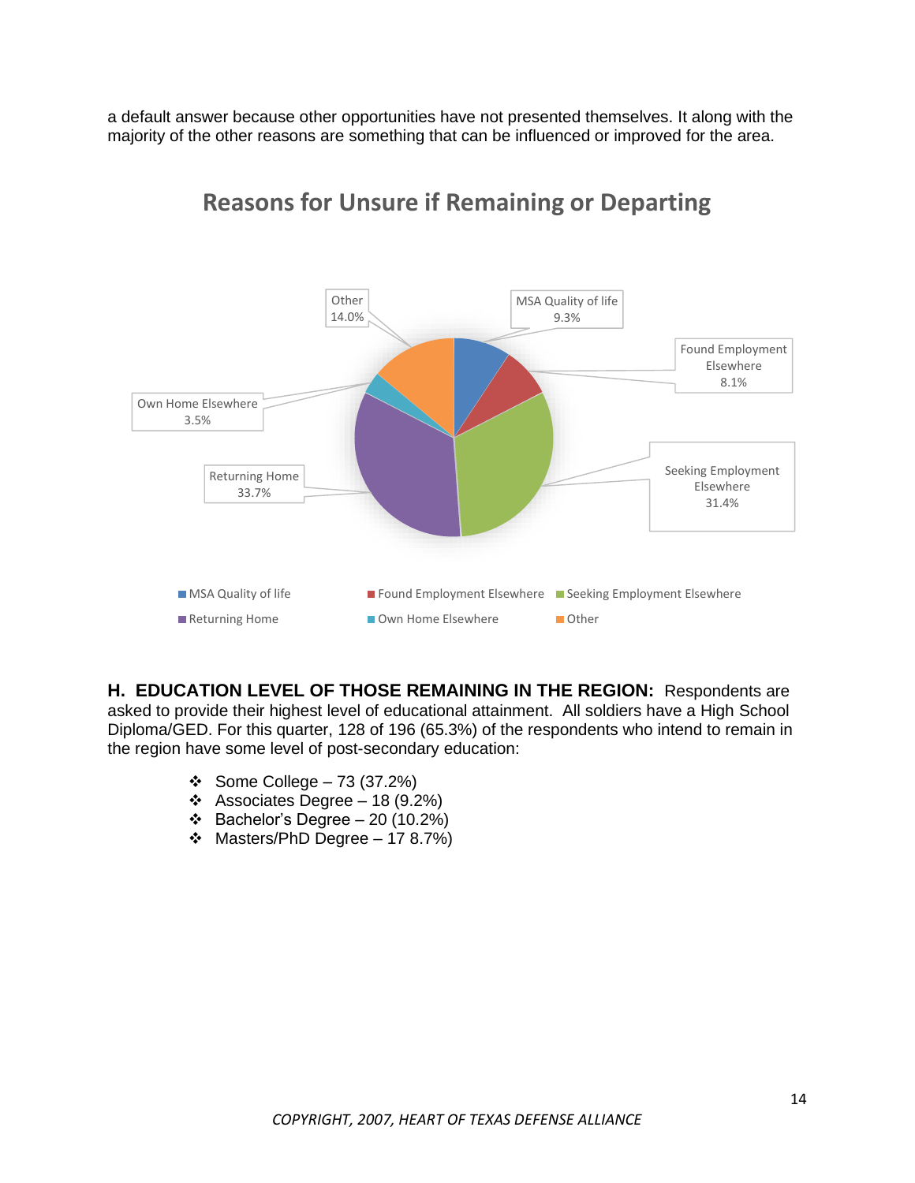a default answer because other opportunities have not presented themselves. It along with the majority of the other reasons are something that can be influenced or improved for the area.

**Reasons for Unsure if Remaining or Departing**

Other 14.0%
MSA Quality of life 9.3%
Found Employment Elsewhere 8.1%
Own Home Elsewhere 3.5%
Returning Home 33.7%
Seeking Employment Elsewhere 31.4%

MSA Quality of life
Found Employment Elsewhere
Seeking Employment Elsewhere
Returning Home
Own Home Elsewhere
Other

**H. EDUCATION LEVEL OF THOSE REMAINING IN THE REGION:** Respondents are asked to provide their highest level of educational attainment. All soldiers have a High School Diploma/GED. For this quarter, 128 of 196 (65.3%) of the respondents who intend to remain in the region have some level of post-secondary education:

- Some College – 73 (37.2%)
- Associates Degree – 18 (9.2%)
- Bachelor's Degree – 20 (10.2%)
- Masters/PhD Degree – 17 8.7%)

*COPYRIGHT, 2007, HEART OF TEXAS DEFENSE ALLIANCE*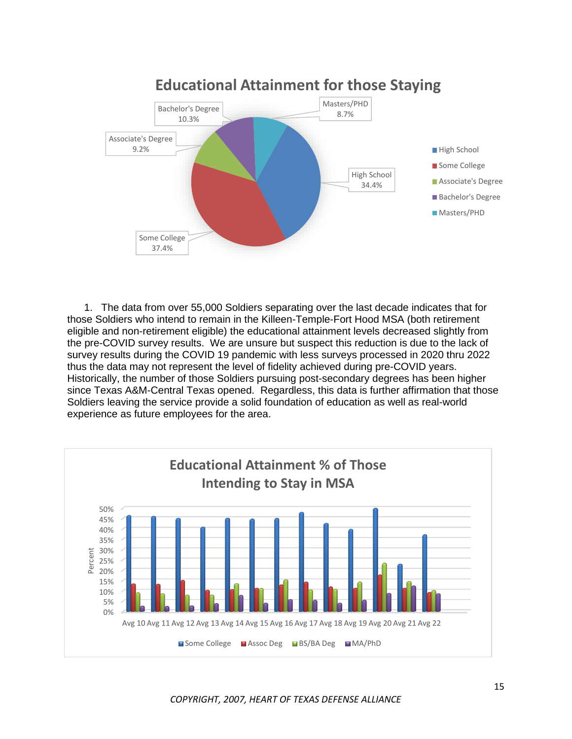Educational Attainment for those Staying

Bachelor's Degree 10.3%

Masters/PHD 8.7%

Associate's Degree 9.2%

High School 34.4%

Some College 37.4%

High School
Some College
Associate's Degree
Bachelor's Degree
Masters/PHD

1. The data from over 55,000 Soldiers separating over the last decade indicates that for those Soldiers who intend to remain in the Killeen-Temple-Fort Hood MSA (both retirement eligible and non-retirement eligible) the educational attainment levels decreased slightly from the pre-COVID survey results. We are unsure but suspect this reduction is due to the lack of survey results during the COVID 19 pandemic with less surveys processed in 2020 thru 2022 thus the data may not represent the level of fidelity achieved during pre-COVID years. Historically, the number of those Soldiers pursuing post-secondary degrees has been higher since Texas A&M-Central Texas opened. Regardless, this data is further affirmation that those Soldiers leaving the service provide a solid foundation of education as well as real-world experience as future employees for the area.

Educational Attainment % of Those Intending to Stay in MSA

Percent

50%
45%
40%
35%
30%
25%
20%
15%
10%
5%
0%

Avg 10 Avg 11 Avg 12 Avg 13 Avg 14 Avg 15 Avg 16 Avg 17 Avg 18 Avg 19 Avg 20 Avg 21 Avg 22

Some College
Assoc Deg
BS/BA Deg
MA/PhD

*COPYRIGHT, 2007, HEART OF TEXAS DEFENSE ALLIANCE*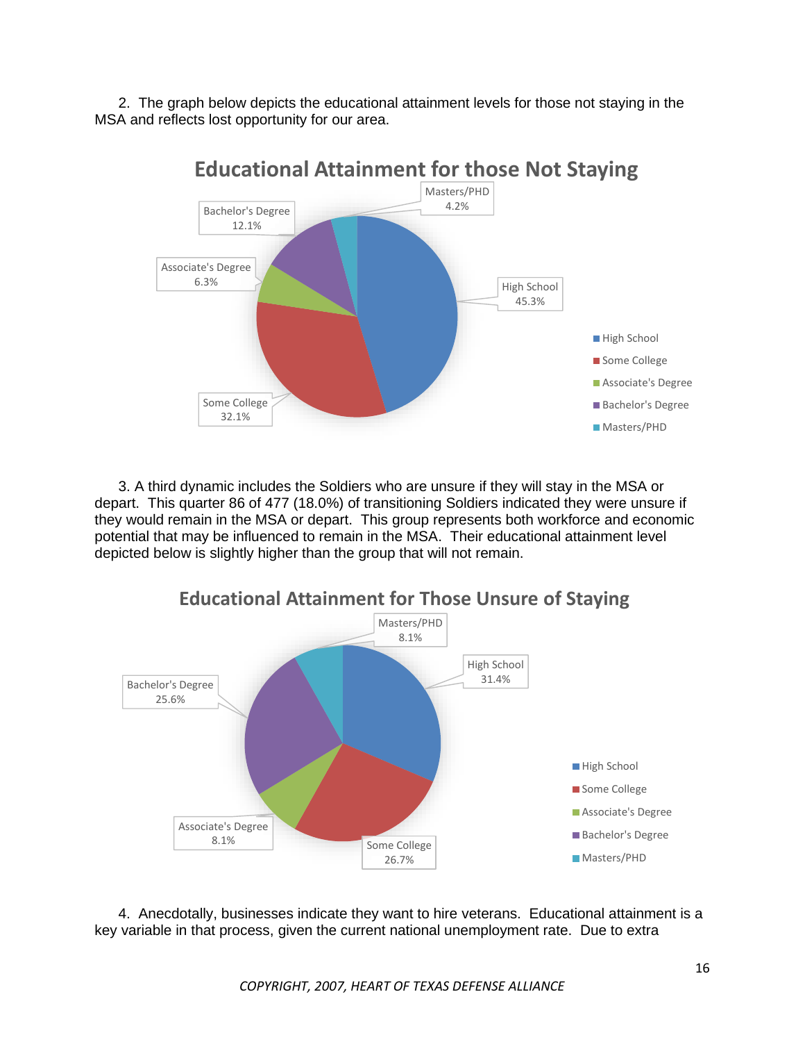2. The graph below depicts the educational attainment levels for those not staying in the MSA and reflects lost opportunity for our area.

**Educational Attainment for those Not Staying**

Masters/PHD
4.2%

Bachelor's Degree
12.1%

Associate's Degree
6.3%

High School
45.3%

Some College
32.1%

High School
Some College
Associate's Degree
Bachelor's Degree
Masters/PHD

3. A third dynamic includes the Soldiers who are unsure if they will stay in the MSA or depart. This quarter 86 of 477 (18.0%) of transitioning Soldiers indicated they were unsure if they would remain in the MSA or depart. This group represents both workforce and economic potential that may be influenced to remain in the MSA. Their educational attainment level depicted below is slightly higher than the group that will not remain.

**Educational Attainment for Those Unsure of Staying**

Masters/PHD
8.1%

High School
31.4%

Bachelor's Degree
25.6%

Associate's Degree
8.1%

Some College
26.7%

High School
Some College
Associate's Degree
Bachelor's Degree
Masters/PHD

4. Anecdotally, businesses indicate they want to hire veterans. Educational attainment is a key variable in that process, given the current national unemployment rate. Due to extra

*COPYRIGHT, 2007, HEART OF TEXAS DEFENSE ALLIANCE*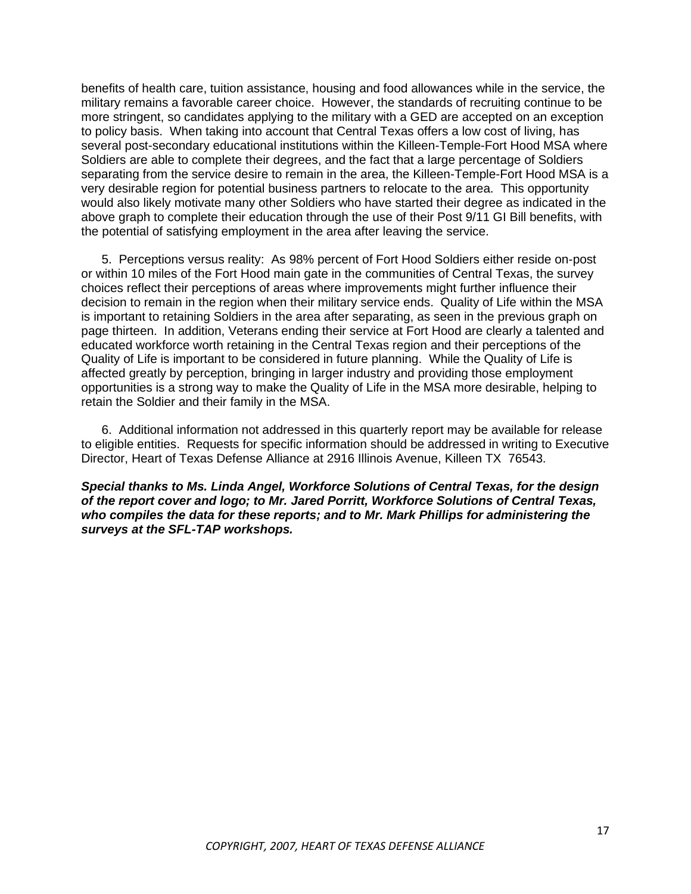benefits of health care, tuition assistance, housing and food allowances while in the service, the military remains a favorable career choice. However, the standards of recruiting continue to be more stringent, so candidates applying to the military with a GED are accepted on an exception to policy basis. When taking into account that Central Texas offers a low cost of living, has several post-secondary educational institutions within the Killeen-Temple-Fort Hood MSA where Soldiers are able to complete their degrees, and the fact that a large percentage of Soldiers separating from the service desire to remain in the area, the Killeen-Temple-Fort Hood MSA is a very desirable region for potential business partners to relocate to the area. This opportunity would also likely motivate many other Soldiers who have started their degree as indicated in the above graph to complete their education through the use of their Post 9/11 GI Bill benefits, with the potential of satisfying employment in the area after leaving the service.

5. Perceptions versus reality: As 98% percent of Fort Hood Soldiers either reside on-post or within 10 miles of the Fort Hood main gate in the communities of Central Texas, the survey choices reflect their perceptions of areas where improvements might further influence their decision to remain in the region when their military service ends. Quality of Life within the MSA is important to retaining Soldiers in the area after separating, as seen in the previous graph on page thirteen. In addition, Veterans ending their service at Fort Hood are clearly a talented and educated workforce worth retaining in the Central Texas region and their perceptions of the Quality of Life is important to be considered in future planning. While the Quality of Life is affected greatly by perception, bringing in larger industry and providing those employment opportunities is a strong way to make the Quality of Life in the MSA more desirable, helping to retain the Soldier and their family in the MSA.

6. Additional information not addressed in this quarterly report may be available for release to eligible entities. Requests for specific information should be addressed in writing to Executive Director, Heart of Texas Defense Alliance at 2916 Illinois Avenue, Killeen TX 76543.

***Special thanks to Ms. Linda Angel, Workforce Solutions of Central Texas, for the design of the report cover and logo; to Mr. Jared Porritt, Workforce Solutions of Central Texas, who compiles the data for these reports; and to Mr. Mark Phillips for administering the surveys at the SFL-TAP workshops.***